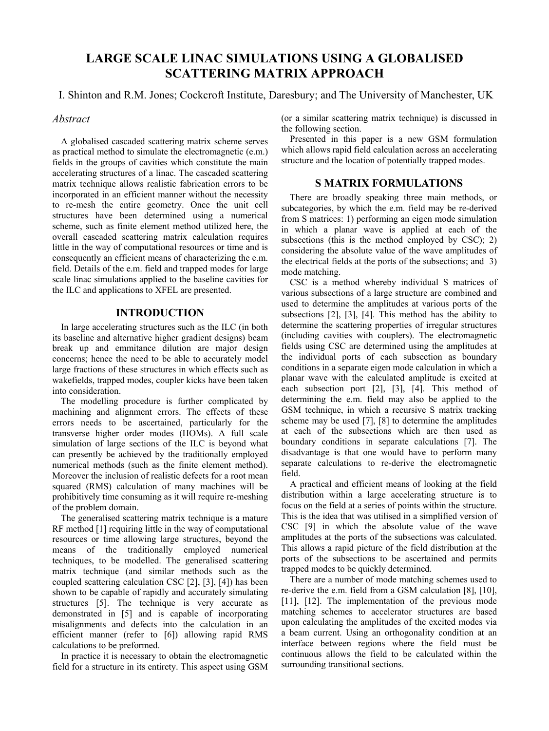# LARGE SCALE LINAC SIMULATIONS USING A GLOBALISED SCATTERING MATRIX APPROACH

I. Shinton and R.M. Jones; Cockcroft Institute, Daresbury; and The University of Manchester, UK

## *Abstract*

A globalised cascaded scattering matrix scheme serves as practical method to simulate the electromagnetic (e.m.) fields in the groups of cavities which constitute the main accelerating structures of a linac. The cascaded scattering matrix technique allows realistic fabrication errors to be incorporated in an efficient manner without the necessity to re-mesh the entire geometry. Once the unit cell structures have been determined using a numerical scheme, such as finite element method utilized here, the overall cascaded scattering matrix calculation requires little in the way of computational resources or time and is consequently an efficient means of characterizing the e.m. field. Details of the e.m. field and trapped modes for large scale linac simulations applied to the baseline cavities for the ILC and applications to XFEL are presented.

## INTRODUCTION

In large accelerating structures such as the ILC (in both its baseline and alternative higher gradient designs) beam break up and emmitance dilution are major design concerns; hence the need to be able to accurately model large fractions of these structures in which effects such as wakefields, trapped modes, coupler kicks have been taken into consideration.

The modelling procedure is further complicated by machining and alignment errors. The effects of these errors needs to be ascertained, particularly for the transverse higher order modes (HOMs). A full scale simulation of large sections of the ILC is beyond what can presently be achieved by the traditionally employed numerical methods (such as the finite element method). Moreover the inclusion of realistic defects for a root mean squared (RMS) calculation of many machines will be prohibitively time consuming as it will require re-meshing of the problem domain.

The generalised scattering matrix technique is a mature RF method [1] requiring little in the way of computational resources or time allowing large structures, beyond the means of the traditionally employed numerical techniques, to be modelled. The generalised scattering matrix technique (and similar methods such as the coupled scattering calculation CSC [2], [3], [4]) has been shown to be capable of rapidly and accurately simulating structures [5]. The technique is very accurate as demonstrated in [5] and is capable of incorporating misalignments and defects into the calculation in an efficient manner (refer to [6]) allowing rapid RMS calculations to be preformed.

In practice it is necessary to obtain the electromagnetic field for a structure in its entirety. This aspect using GSM (or a similar scattering matrix technique) is discussed in the following section.

Presented in this paper is a new GSM formulation which allows rapid field calculation across an accelerating structure and the location of potentially trapped modes.

## S MATRIX FORMULATIONS

There are broadly speaking three main methods, or subcategories, by which the e.m. field may be re-derived from S matrices: 1) performing an eigen mode simulation in which a planar wave is applied at each of the subsections (this is the method employed by CSC); 2) considering the absolute value of the wave amplitudes of the electrical fields at the ports of the subsections; and 3) mode matching.

CSC is a method whereby individual S matrices of various subsections of a large structure are combined and used to determine the amplitudes at various ports of the subsections [2], [3], [4]. This method has the ability to determine the scattering properties of irregular structures (including cavities with couplers). The electromagnetic fields using CSC are determined using the amplitudes at the individual ports of each subsection as boundary conditions in a separate eigen mode calculation in which a planar wave with the calculated amplitude is excited at each subsection port [2], [3], [4]. This method of determining the e.m. field may also be applied to the GSM technique, in which a recursive S matrix tracking scheme may be used [7], [8] to determine the amplitudes at each of the subsections which are then used as boundary conditions in separate calculations [7]. The disadvantage is that one would have to perform many separate calculations to re-derive the electromagnetic field.

A practical and efficient means of looking at the field distribution within a large accelerating structure is to focus on the field at a series of points within the structure. This is the idea that was utilised in a simplified version of CSC [9] in which the absolute value of the wave amplitudes at the ports of the subsections was calculated. This allows a rapid picture of the field distribution at the ports of the subsections to be ascertained and permits trapped modes to be quickly determined.

There are a number of mode matching schemes used to re-derive the e.m. field from a GSM calculation [8], [10], [11], [12]. The implementation of the previous mode matching schemes to accelerator structures are based upon calculating the amplitudes of the excited modes via a beam current. Using an orthogonality condition at an interface between regions where the field must be continuous allows the field to be calculated within the surrounding transitional sections.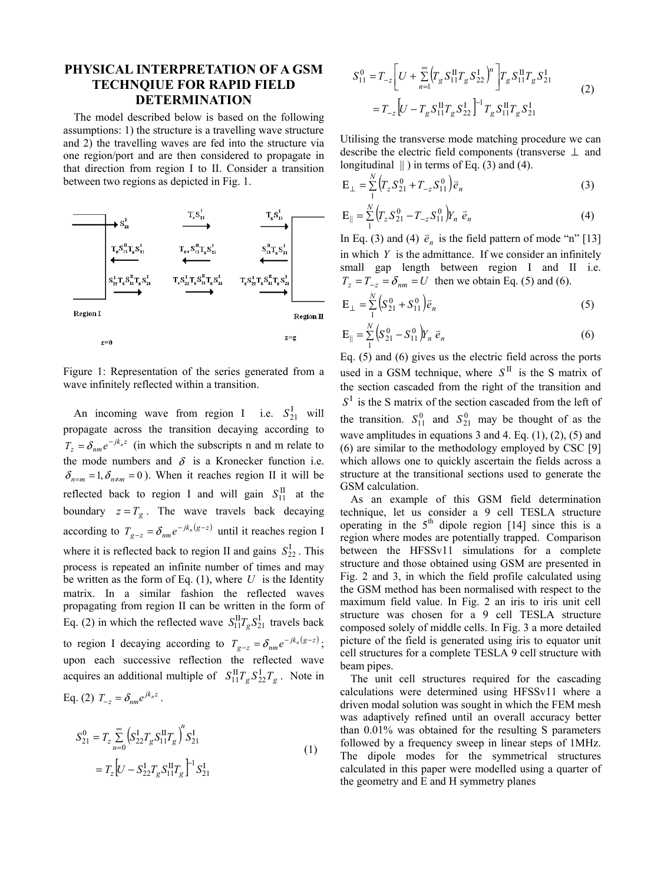# PHYSICAL INTERPRETATION OF A GSM TECHNQIUE FOR RAPID FIELD DETERMINATION

The model described below is based on the following assumptions: 1) the structure is a travelling wave structure and 2) the travelling waves are fed into the structure via one region/port and are then considered to propagate in that direction from region I to II. Consider a transition between two regions as depicted in Fig. 1.

Figure 1: Representation of the series generated from a wave infinitely reflected within a transition.

An incoming wave from region I i.e. $S_{21}^{\mathrm{I}}$ will propagate across the transition decaying according to $T_z = \delta_{nm} e^{-jk_n z}$ (in which the subscripts n and m relate to the mode numbers and $\delta$ is a Kronecker function i.e. $\delta_{n=m} = 1, \delta_{n \neq m} = 0$ ). When it reaches region II it will be reflected back to region I and will gain $S_{11}^{\mathrm{II}}$ at the boundary $z = T_g$. The wave travels back decaying according to $T_{g-z} = \delta_{nm} e^{-jk_n (g-z)}$ until it reaches region I where it is reflected back to region II and gains $S_{22}^{\mathrm{I}}$. This process is repeated an infinite number of times and may be written as the form of Eq. (1), where $U$ is the Identity matrix. In a similar fashion the reflected waves propagating from region II can be written in the form of Eq. (2) in which the reflected wave $S_{11}^{\mathrm{II}} T_g S_{21}^{\mathrm{I}}$ travels back to region I decaying according to $T_{g-z} = \delta_{nm} e^{-jk_n (g-z)}$; upon each successive reflection the reflected wave acquires an additional multiple of $S_{11}^{\mathrm{II}} T_g S_{22}^{\mathrm{I}} T_g$. Note in Eq. (2) $T_{-z} = \delta_{nm} e^{jk_n z}$.

$$
\begin{aligned}
S_{21}^{0} &= T_z \sum_{n=0}^{\infty} \left( S_{22}^{\mathrm{I}} T_g S_{11}^{\mathrm{II}} T_g \right)^n S_{21}^{\mathrm{I}} \\
&= T_z \left[ U - S_{22}^{\mathrm{I}} T_g S_{11}^{\mathrm{II}} T_g \right]^{-1} S_{21}^{\mathrm{I}}
\end{aligned}
\tag{1}
$$

$$
\begin{aligned}
S_{11}^{0} &= T_{-z} \left[ U + \sum_{n=1}^{\infty} \left( T_g S_{11}^{\mathrm{II}} T_g S_{22}^{\mathrm{I}} \right)^n \right] T_g S_{11}^{\mathrm{II}} T_g S_{21}^{\mathrm{I}} \\
&= T_{-z} \left[ U - T_g S_{11}^{\mathrm{II}} T_g S_{22}^{\mathrm{I}} \right]^{-1} T_g S_{11}^{\mathrm{II}} T_g S_{21}^{\mathrm{I}}
\end{aligned}
\tag{2}
$$

Utilising the transverse mode matching procedure we can describe the electric field components (transverse $\perp$ and longitudinal $\parallel$ ) in terms of Eq. (3) and (4).

$$
\mathrm{E}_{\perp} = \sum_{1}^{N} \left( T_z S_{21}^{0} + T_{-z} S_{11}^{0} \right) \vec{e}_n \tag{3}
$$

$$
\mathrm{E}_{\parallel} = \sum_{1}^{N} \left( T_z S_{21}^{0} - T_{-z} S_{11}^{0} \right) Y_n \, \vec{e}_n \tag{4}
$$

In Eq. (3) and (4) $\vec{e}_n$ is the field pattern of mode "n" [13] in which $Y$ is the admittance. If we consider an infinitely small gap length between region I and II i.e. $T_z = T_{-z} = \delta_{nm} = U$ then we obtain Eq. (5) and (6).

$$
\mathrm{E}_{\perp} = \sum_{1}^{N} \left( S_{21}^{0} + S_{11}^{0} \right) \vec{e}_n \tag{5}
$$

$$
\mathrm{E}_{\parallel} = \sum_{1}^{N} \left( S_{21}^{0} - S_{11}^{0} \right) Y_n \, \vec{e}_n \tag{6}
$$

Eq. (5) and (6) gives us the electric field across the ports used in a GSM technique, where $S^{\mathrm{II}}$ is the S matrix of the section cascaded from the right of the transition and $S^{\mathrm{I}}$ is the S matrix of the section cascaded from the left of the transition. $S_{11}^{0}$ and $S_{21}^{0}$ may be thought of as the wave amplitudes in equations 3 and 4. Eq. (1), (2), (5) and (6) are similar to the methodology employed by CSC [9] which allows one to quickly ascertain the fields across a structure at the transitional sections used to generate the GSM calculation.

As an example of this GSM field determination technique, let us consider a 9 cell TESLA structure operating in the 5th dipole region [14] since this is a region where modes are potentially trapped. Comparison between the HFSSv11 simulations for a complete structure and those obtained using GSM are presented in Fig. 2 and 3, in which the field profile calculated using the GSM method has been normalised with respect to the maximum field value. In Fig. 2 an iris to iris unit cell structure was chosen for a 9 cell TESLA structure composed solely of middle cells. In Fig. 3 a more detailed picture of the field is generated using iris to equator unit cell structures for a complete TESLA 9 cell structure with beam pipes.

The unit cell structures required for the cascading calculations were determined using HFSSv11 where a driven modal solution was sought in which the FEM mesh was adaptively refined until an overall accuracy better than 0.01% was obtained for the resulting S parameters followed by a frequency sweep in linear steps of 1MHz. The dipole modes for the symmetrical structures calculated in this paper were modelled using a quarter of the geometry and E and H symmetry planes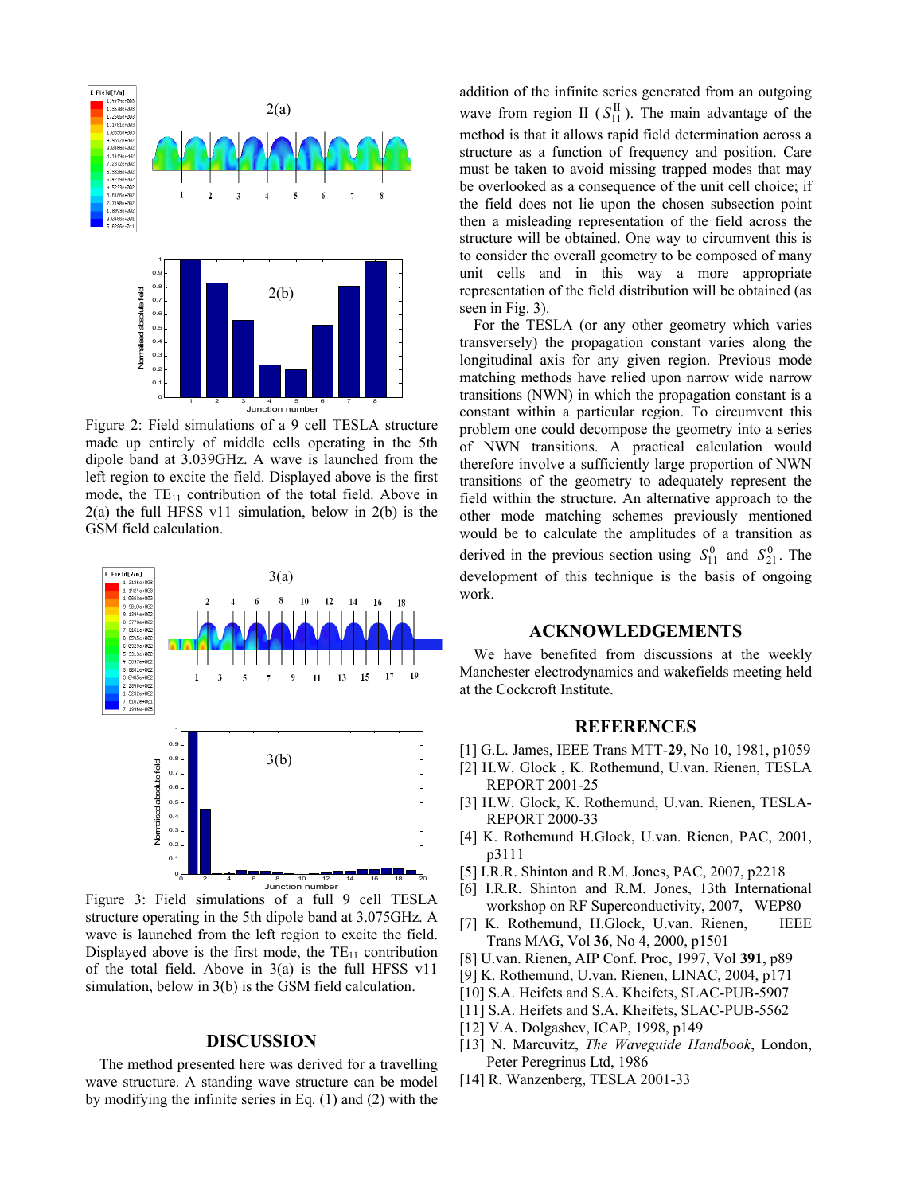2(a)

1 2 3 4 5 6 7 8

E Field[V/m]

2(b)

Normalised absolute field

Junction number

Figure 2: Field simulations of a 9 cell TESLA structure made up entirely of middle cells operating in the 5th dipole band at 3.039GHz. A wave is launched from the left region to excite the field. Displayed above is the first mode, the $TE_{11}$ contribution of the total field. Above in 2(a) the full HFSS v11 simulation, below in 2(b) is the GSM field calculation.

3(a)

2 4 6 8 10 12 14 16 18

1 3 5 7 9 11 13 15 17 19

E Field[V/m]

3(b)

Normalised absolute field

Junction number

Figure 3: Field simulations of a full 9 cell TESLA structure operating in the 5th dipole band at 3.075GHz. A wave is launched from the left region to excite the field. Displayed above is the first mode, the $TE_{11}$ contribution of the total field. Above in 3(a) is the full HFSS v11 simulation, below in 3(b) is the GSM field calculation.

## DISCUSSION

The method presented here was derived for a travelling wave structure. A standing wave structure can be model by modifying the infinite series in Eq. (1) and (2) with the addition of the infinite series generated from an outgoing wave from region II ($S_{11}^{\text{II}}$). The main advantage of the method is that it allows rapid field determination across a structure as a function of frequency and position. Care must be taken to avoid missing trapped modes that may be overlooked as a consequence of the unit cell choice; if the field does not lie upon the chosen subsection point then a misleading representation of the field across the structure will be obtained. One way to circumvent this is to consider the overall geometry to be composed of many unit cells and in this way a more appropriate representation of the field distribution will be obtained (as seen in Fig. 3).

For the TESLA (or any other geometry which varies transversely) the propagation constant varies along the longitudinal axis for any given region. Previous mode matching methods have relied upon narrow wide narrow transitions (NWN) in which the propagation constant is a constant within a particular region. To circumvent this problem one could decompose the geometry into a series of NWN transitions. A practical calculation would therefore involve a sufficiently large proportion of NWN transitions of the geometry to adequately represent the field within the structure. An alternative approach to the other mode matching schemes previously mentioned would be to calculate the amplitudes of a transition as derived in the previous section using $S_{11}^{0}$ and $S_{21}^{0}$. The development of this technique is the basis of ongoing work.

## ACKNOWLEDGEMENTS

We have benefited from discussions at the weekly Manchester electrodynamics and wakefields meeting held at the Cockcroft Institute.

## REFERENCES

[1] G.L. James, IEEE Trans MTT-**29**, No 10, 1981, p1059
[2] H.W. Glock , K. Rothemund, U.van. Rienen, TESLA REPORT 2001-25
[3] H.W. Glock, K. Rothemund, U.van. Rienen, TESLA-REPORT 2000-33
[4] K. Rothemund H.Glock, U.van. Rienen, PAC, 2001, p3111
[5] I.R.R. Shinton and R.M. Jones, PAC, 2007, p2218
[6] I.R.R. Shinton and R.M. Jones, 13th International workshop on RF Superconductivity, 2007, WEP80
[7] K. Rothemund, H.Glock, U.van. Rienen, IEEE Trans MAG, Vol **36**, No 4, 2000, p1501
[8] U.van. Rienen, AIP Conf. Proc, 1997, Vol **391**, p89
[9] K. Rothemund, U.van. Rienen, LINAC, 2004, p171
[10] S.A. Heifets and S.A. Kheifets, SLAC-PUB-5907
[11] S.A. Heifets and S.A. Kheifets, SLAC-PUB-5562
[12] V.A. Dolgashev, ICAP, 1998, p149
[13] N. Marcuvitz, *The Waveguide Handbook*, London, Peter Peregrinus Ltd, 1986
[14] R. Wanzenberg, TESLA 2001-33